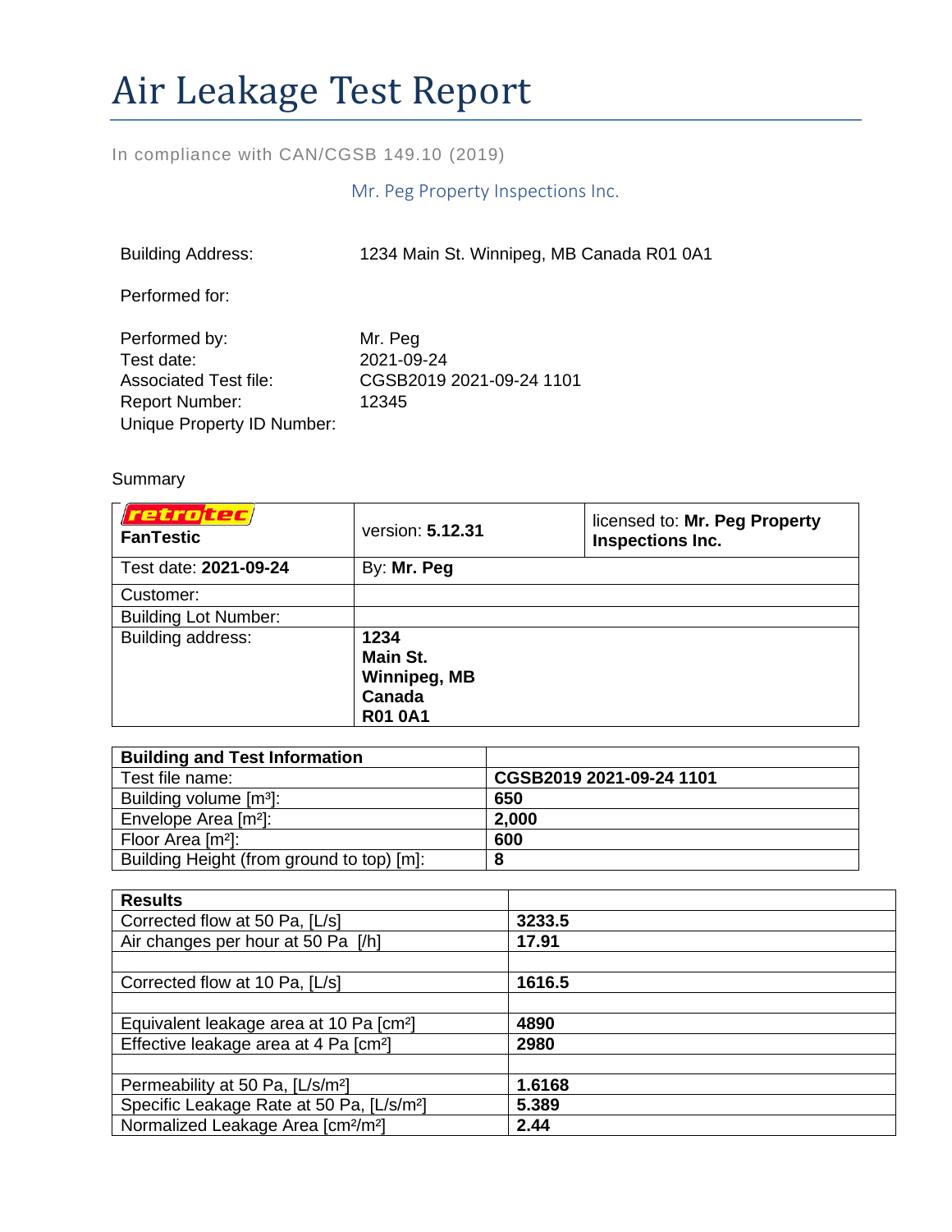# Air Leakage Test Report

In compliance with CAN/CGSB 149.10 (2019)

Mr. Peg Property Inspections Inc.

Building Address: 1234 Main St. Winnipeg, MB Canada R01 0A1

Performed for:

Performed by: Mr. Peg
Test date: 2021-09-24
Associated Test file: CGSB2019 2021-09-24 1101
Report Number: 12345
Unique Property ID Number:

Summary

| retrotec **FanTestic** | version: **5.12.31** | licensed to: **Mr. Peg Property Inspections Inc.** |
|---|---|---|
| Test date: **2021-09-24** | By: **Mr. Peg** | |
| Customer: | | |
| Building Lot Number: | | |
| Building address: | **1234 Main St. Winnipeg, MB Canada R01 0A1** | |

| **Building and Test Information** | |
|---|---|
| Test file name: | **CGSB2019 2021-09-24 1101** |
| Building volume [m³]: | **650** |
| Envelope Area [m²]: | **2,000** |
| Floor Area [m²]: | **600** |
| Building Height (from ground to top) [m]: | **8** |

| **Results** | |
|---|---|
| Corrected flow at 50 Pa, [L/s] | **3233.5** |
| Air changes per hour at 50 Pa [/h] | **17.91** |
| | |
| Corrected flow at 10 Pa, [L/s] | **1616.5** |
| | |
| Equivalent leakage area at 10 Pa [cm²] | **4890** |
| Effective leakage area at 4 Pa [cm²] | **2980** |
| | |
| Permeability at 50 Pa, [L/s/m²] | **1.6168** |
| Specific Leakage Rate at 50 Pa, [L/s/m²] | **5.389** |
| Normalized Leakage Area [cm²/m²] | **2.44** |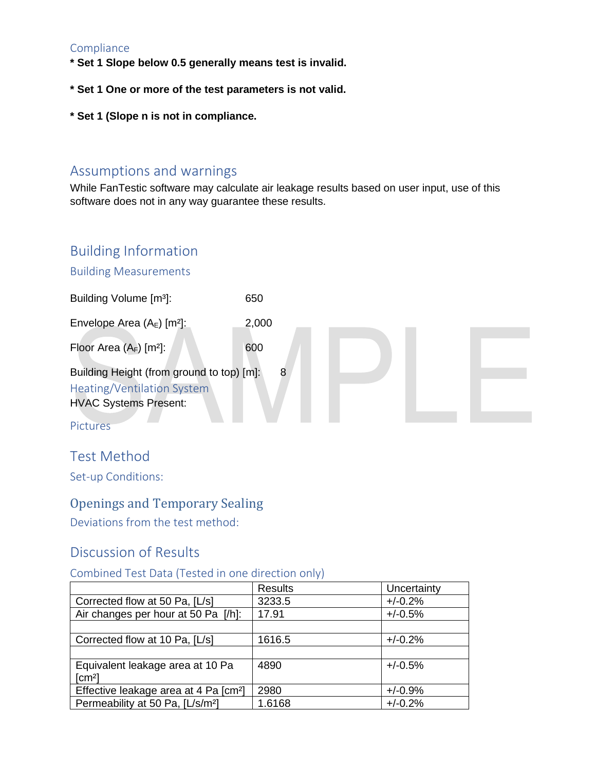### Compliance

**\* Set 1 Slope below 0.5 generally means test is invalid.**

**\* Set 1 One or more of the test parameters is not valid.**

**\* Set 1 (Slope n is not in compliance.**

## Assumptions and warnings

While FanTestic software may calculate air leakage results based on user input, use of this software does not in any way guarantee these results.

## Building Information

### Building Measurements

Building Volume [m³]: 650

Envelope Area ($A_E$) [m²]: 2,000

Floor Area ($A_F$) [m²]: 600

Building Height (from ground to top) [m]: 8

### Heating/Ventilation System

HVAC Systems Present:

### Pictures

## Test Method

### Set-up Conditions:

### Openings and Temporary Sealing

### Deviations from the test method:

## Discussion of Results

### Combined Test Data (Tested in one direction only)

| | Results | Uncertainty |
|---|---|---|
| Corrected flow at 50 Pa, [L/s] | 3233.5 | +/-0.2% |
| Air changes per hour at 50 Pa [/h]: | 17.91 | +/-0.5% |
| | | |
| Corrected flow at 10 Pa, [L/s] | 1616.5 | +/-0.2% |
| | | |
| Equivalent leakage area at 10 Pa [cm²] | 4890 | +/-0.5% |
| Effective leakage area at 4 Pa [cm²] | 2980 | +/-0.9% |
| Permeability at 50 Pa, [L/s/m²] | 1.6168 | +/-0.2% |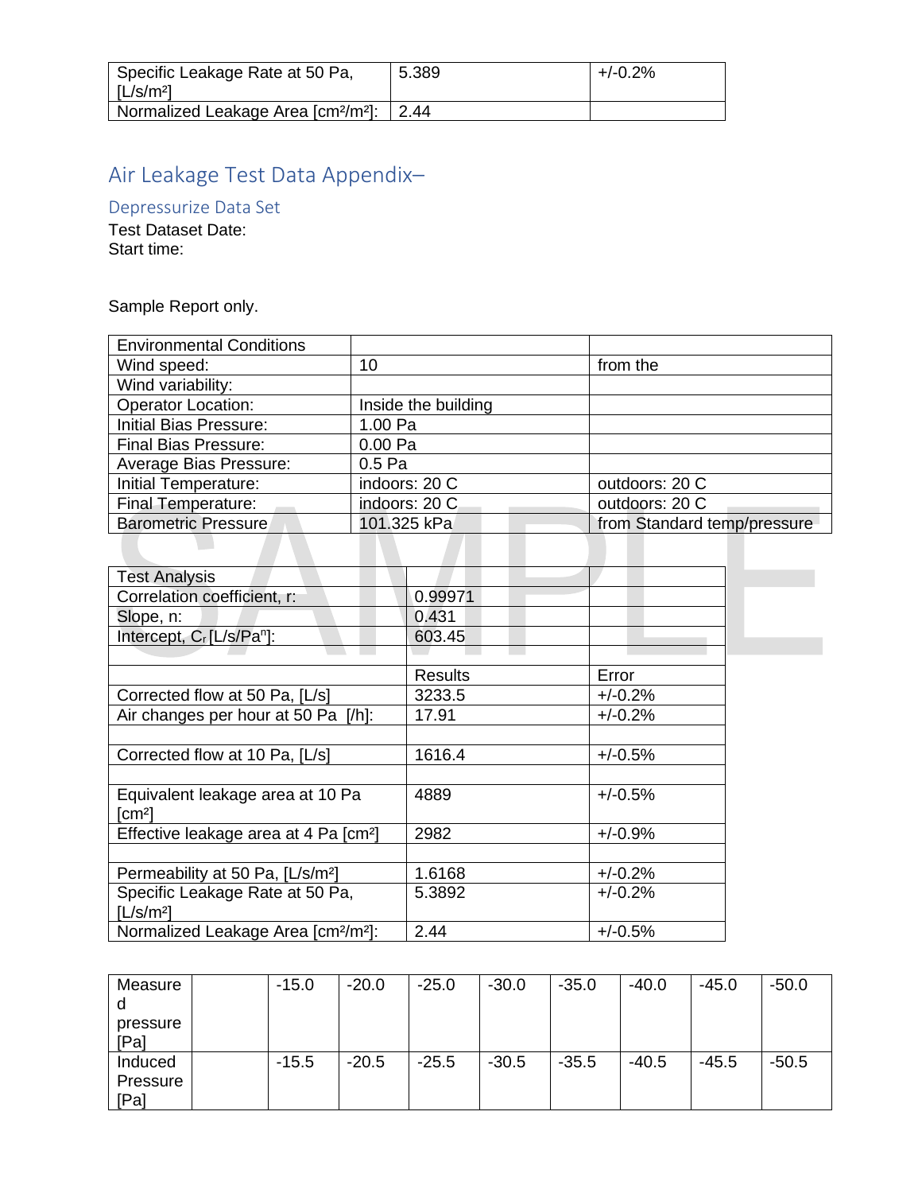| | | |
|---|---|---|
| Specific Leakage Rate at 50 Pa, [L/s/m²] | 5.389 | +/-0.2% |
| Normalized Leakage Area [cm²/m²]: | 2.44 | |

# Air Leakage Test Data Appendix–

## Depressurize Data Set

Test Dataset Date:
Start time:

Sample Report only.

| Environmental Conditions | | |
|---|---|---|
| Wind speed: | 10 | from the |
| Wind variability: | | |
| Operator Location: | Inside the building | |
| Initial Bias Pressure: | 1.00 Pa | |
| Final Bias Pressure: | 0.00 Pa | |
| Average Bias Pressure: | 0.5 Pa | |
| Initial Temperature: | indoors: 20 C | outdoors: 20 C |
| Final Temperature: | indoors: 20 C | outdoors: 20 C |
| Barometric Pressure | 101.325 kPa | from Standard temp/pressure |

| Test Analysis | | |
|---|---|---|
| Correlation coefficient, r: | 0.99971 | |
| Slope, n: | 0.431 | |
| Intercept, $C_r$ [L/s/Pa$^n$]: | 603.45 | |
| | | |
| | Results | Error |
| Corrected flow at 50 Pa, [L/s] | 3233.5 | +/-0.2% |
| Air changes per hour at 50 Pa [/h]: | 17.91 | +/-0.2% |
| | | |
| Corrected flow at 10 Pa, [L/s] | 1616.4 | +/-0.5% |
| | | |
| Equivalent leakage area at 10 Pa [cm²] | 4889 | +/-0.5% |
| Effective leakage area at 4 Pa [cm²] | 2982 | +/-0.9% |
| | | |
| Permeability at 50 Pa, [L/s/m²] | 1.6168 | +/-0.2% |
| Specific Leakage Rate at 50 Pa, [L/s/m²] | 5.3892 | +/-0.2% |
| Normalized Leakage Area [cm²/m²]: | 2.44 | +/-0.5% |

| Measured pressure [Pa] | | -15.0 | -20.0 | -25.0 | -30.0 | -35.0 | -40.0 | -45.0 | -50.0 |
|---|---|---|---|---|---|---|---|---|---|
| Induced Pressure [Pa] | | -15.5 | -20.5 | -25.5 | -30.5 | -35.5 | -40.5 | -45.5 | -50.5 |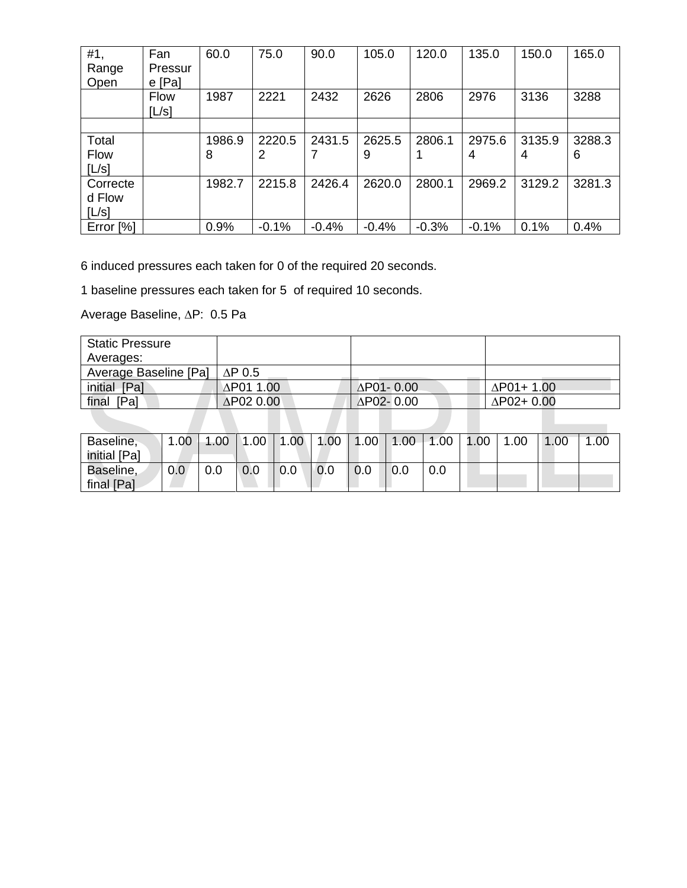| #1, Range Open | Fan Pressure [Pa] | 60.0 | 75.0 | 90.0 | 105.0 | 120.0 | 135.0 | 150.0 | 165.0 |
|---|---|---|---|---|---|---|---|---|---|
| | Flow [L/s] | 1987 | 2221 | 2432 | 2626 | 2806 | 2976 | 3136 | 3288 |
| | | | | | | | | | |
| Total Flow [L/s] | | 1986.98 | 2220.52 | 2431.57 | 2625.59 | 2806.11 | 2975.64 | 3135.94 | 3288.36 |
| Corrected Flow [L/s] | | 1982.7 | 2215.8 | 2426.4 | 2620.0 | 2800.1 | 2969.2 | 3129.2 | 3281.3 |
| Error [%] | | 0.9% | -0.1% | -0.4% | -0.4% | -0.3% | -0.1% | 0.1% | 0.4% |

6 induced pressures each taken for 0 of the required 20 seconds.

1 baseline pressures each taken for 5 of required 10 seconds.

Average Baseline, ∆P: 0.5 Pa

| Static Pressure Averages: | | | |
|---|---|---|---|
| Average Baseline [Pa] | ∆P 0.5 | | |
| initial [Pa] | ∆P01 1.00 | ∆P01- 0.00 | ∆P01+ 1.00 |
| final [Pa] | ∆P02 0.00 | ∆P02- 0.00 | ∆P02+ 0.00 |

| Baseline, initial [Pa] | 1.00 | 1.00 | 1.00 | 1.00 | 1.00 | 1.00 | 1.00 | 1.00 | 1.00 | 1.00 | 1.00 | 1.00 |
|---|---|---|---|---|---|---|---|---|---|---|---|---|
| Baseline, final [Pa] | 0.0 | 0.0 | 0.0 | 0.0 | 0.0 | 0.0 | 0.0 | 0.0 | | | | |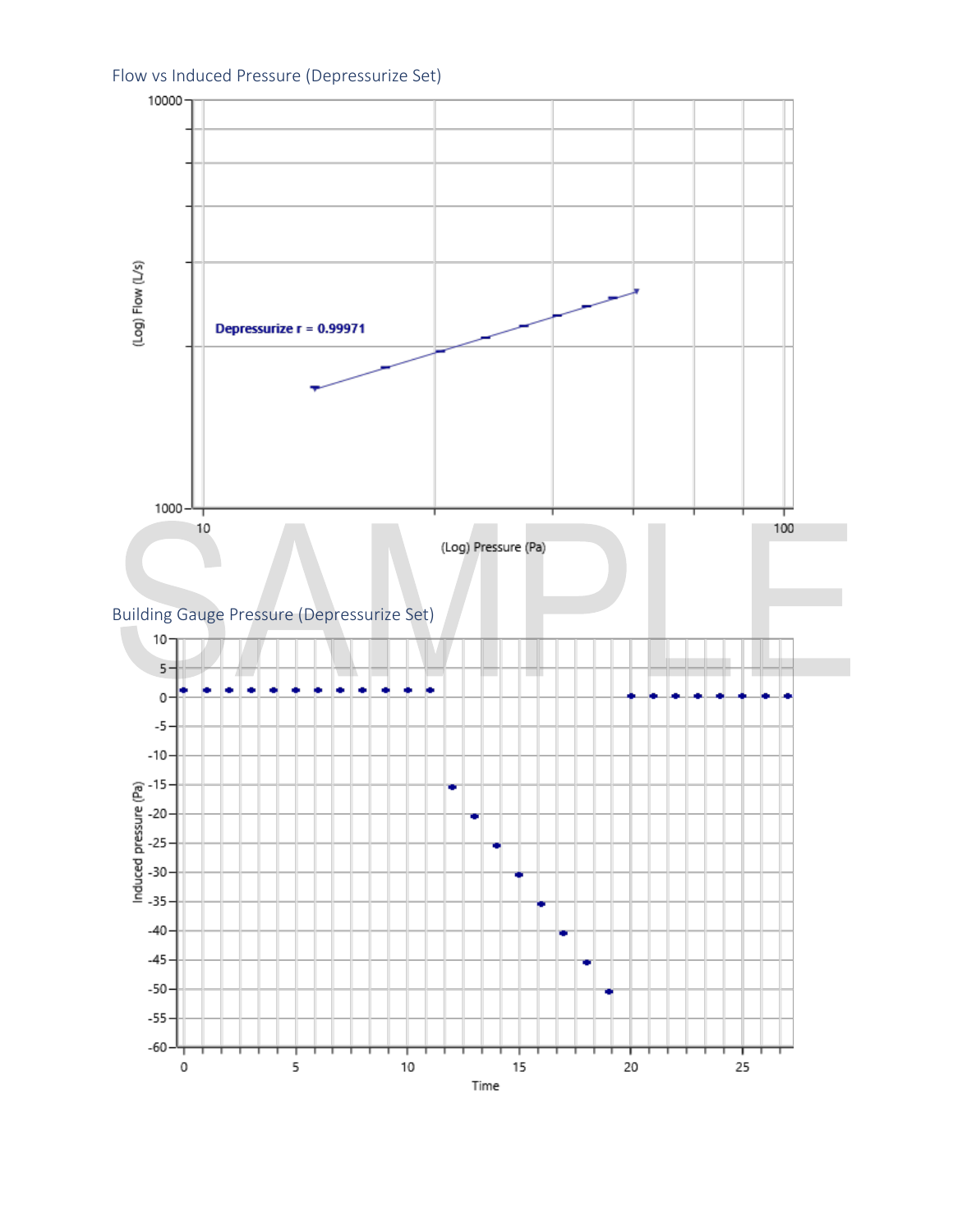Flow vs Induced Pressure (Depressurize Set)

Building Gauge Pressure (Depressurize Set)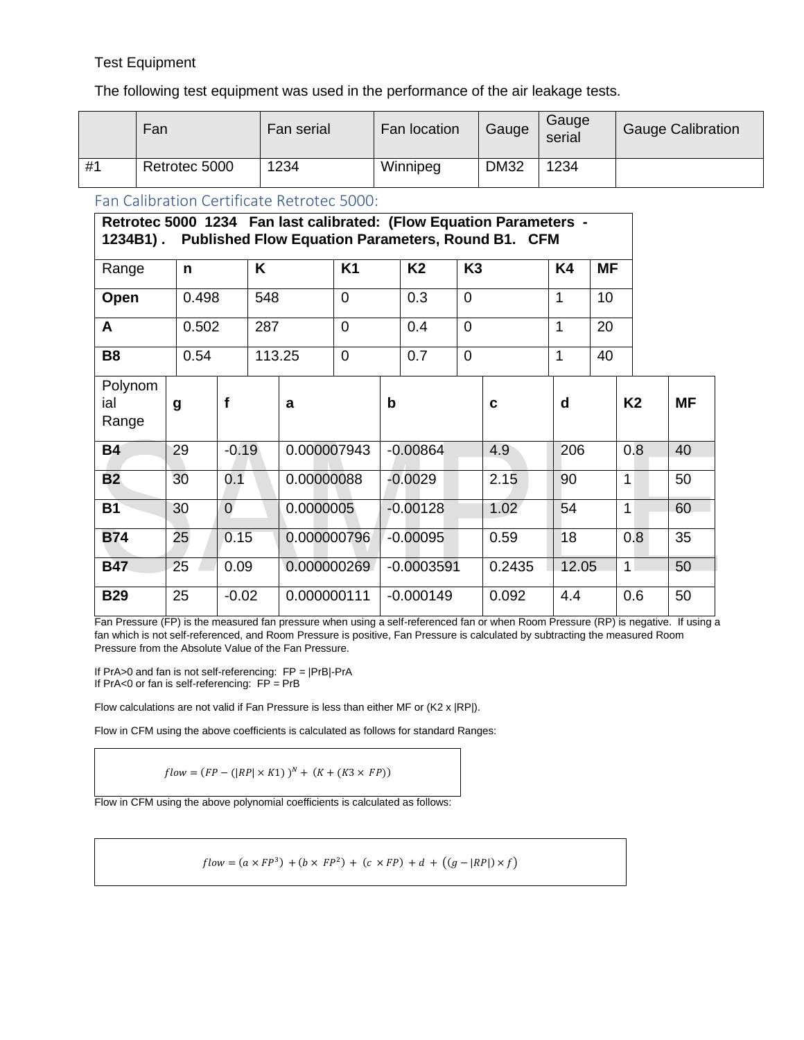Test Equipment

The following test equipment was used in the performance of the air leakage tests.

| | Fan | Fan serial | Fan location | Gauge | Gauge serial | Gauge Calibration |
|---|---|---|---|---|---|---|
| #1 | Retrotec 5000 | 1234 | Winnipeg | DM32 | 1234 | |

## Fan Calibration Certificate Retrotec 5000:

**Retrotec 5000 1234 Fan last calibrated: (Flow Equation Parameters - 1234B1) . Published Flow Equation Parameters, Round B1. CFM**

| Range | n | K | K1 | K2 | K3 | K4 | MF |
|---|---|---|---|---|---|---|---|
| **Open** | 0.498 | 548 | 0 | 0.3 | 0 | 1 | 10 |
| **A** | 0.502 | 287 | 0 | 0.4 | 0 | 1 | 20 |
| **B8** | 0.54 | 113.25 | 0 | 0.7 | 0 | 1 | 40 |

| Polynomial Range | g | f | a | b | c | d | K2 | MF |
|---|---|---|---|---|---|---|---|---|
| **B4** | 29 | -0.19 | 0.000007943 | -0.00864 | 4.9 | 206 | 0.8 | 40 |
| **B2** | 30 | 0.1 | 0.00000088 | -0.0029 | 2.15 | 90 | 1 | 50 |
| **B1** | 30 | 0 | 0.0000005 | -0.00128 | 1.02 | 54 | 1 | 60 |
| **B74** | 25 | 0.15 | 0.000000796 | -0.00095 | 0.59 | 18 | 0.8 | 35 |
| **B47** | 25 | 0.09 | 0.000000269 | -0.0003591 | 0.2435 | 12.05 | 1 | 50 |
| **B29** | 25 | -0.02 | 0.000000111 | -0.000149 | 0.092 | 4.4 | 0.6 | 50 |

Fan Pressure (FP) is the measured fan pressure when using a self-referenced fan or when Room Pressure (RP) is negative. If using a fan which is not self-referenced, and Room Pressure is positive, Fan Pressure is calculated by subtracting the measured Room Pressure from the Absolute Value of the Fan Pressure.

If PrA>0 and fan is not self-referencing: FP = |PrB|-PrA
If PrA<0 or fan is self-referencing: FP = PrB

Flow calculations are not valid if Fan Pressure is less than either MF or (K2 x |RP|).

Flow in CFM using the above coefficients is calculated as follows for standard Ranges:

$$flow = (FP - (|RP| \times K1))^N + (K + (K3 \times FP))$$

Flow in CFM using the above polynomial coefficients is calculated as follows:

$$flow = (a \times FP^3) + (b \times FP^2) + (c \times FP) + d + ((g - |RP|) \times f)$$